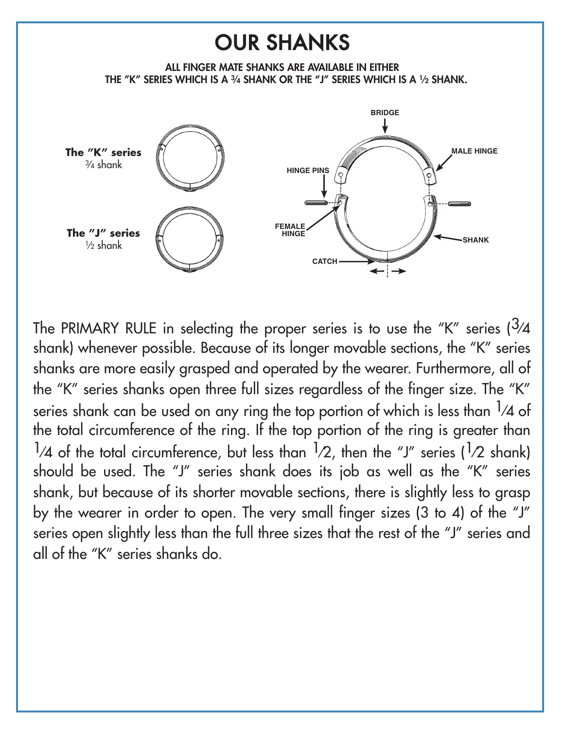# OUR SHANKS

**ALL FINGER MATE SHANKS ARE AVAILABLE IN EITHER THE "K" SERIES WHICH IS A ¾ SHANK OR THE "J" SERIES WHICH IS A ½ SHANK.**

**The "K" series**
¾ shank

**The "J" series**
½ shank

BRIDGE

MALE HINGE

HINGE PINS

FEMALE HINGE

SHANK

CATCH

The PRIMARY RULE in selecting the proper series is to use the "K" series (¾ shank) whenever possible. Because of its longer movable sections, the "K" series shanks are more easily grasped and operated by the wearer. Furthermore, all of the "K" series shanks open three full sizes regardless of the finger size. The "K" series shank can be used on any ring the top portion of which is less than ¼ of the total circumference of the ring. If the top portion of the ring is greater than ¼ of the total circumference, but less than ½, then the "J" series (½ shank) should be used. The "J" series shank does its job as well as the "K" series shank, but because of its shorter movable sections, there is slightly less to grasp by the wearer in order to open. The very small finger sizes (3 to 4) of the "J" series open slightly less than the full three sizes that the rest of the "J" series and all of the "K" series shanks do.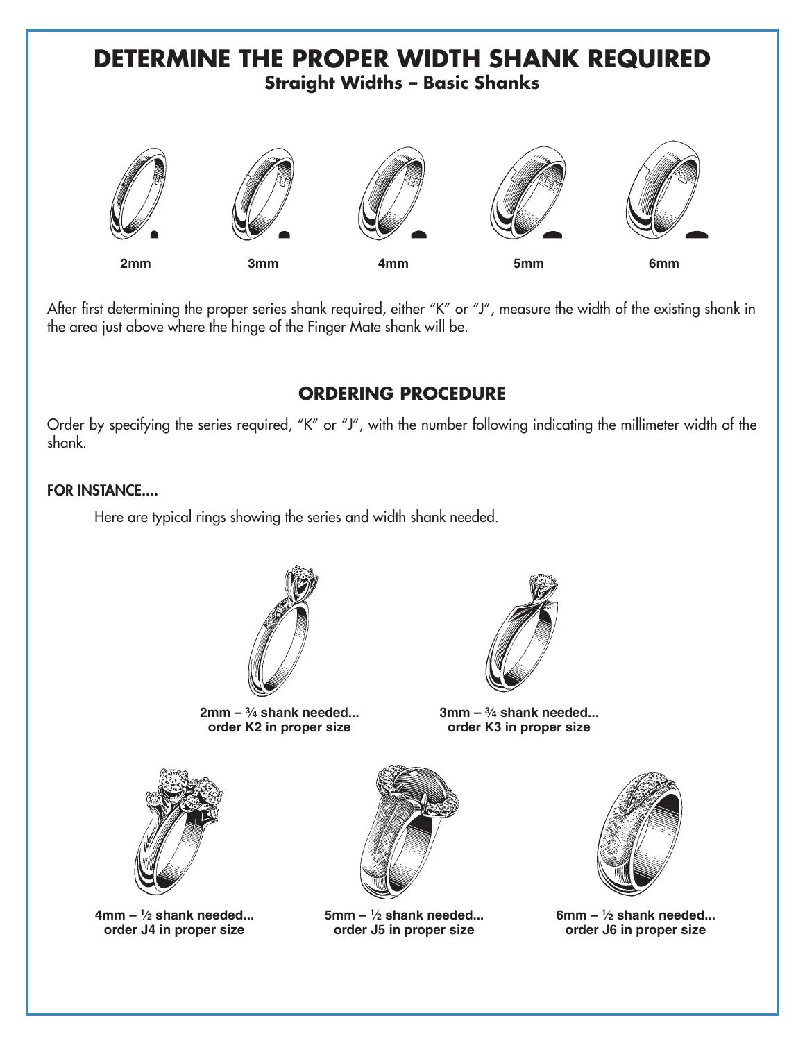# DETERMINE THE PROPER WIDTH SHANK REQUIRED

## Straight Widths – Basic Shanks

2mm 3mm 4mm 5mm 6mm

After first determining the proper series shank required, either "K" or "J", measure the width of the existing shank in the area just above where the hinge of the Finger Mate shank will be.

## ORDERING PROCEDURE

Order by specifying the series required, "K" or "J", with the number following indicating the millimeter width of the shank.

### FOR INSTANCE....

Here are typical rings showing the series and width shank needed.

**2mm – ¾ shank needed...**
**order K2 in proper size**

**3mm – ¾ shank needed...**
**order K3 in proper size**

**4mm – ½ shank needed...**
**order J4 in proper size**

**5mm – ½ shank needed...**
**order J5 in proper size**

**6mm – ½ shank needed...**
**order J6 in proper size**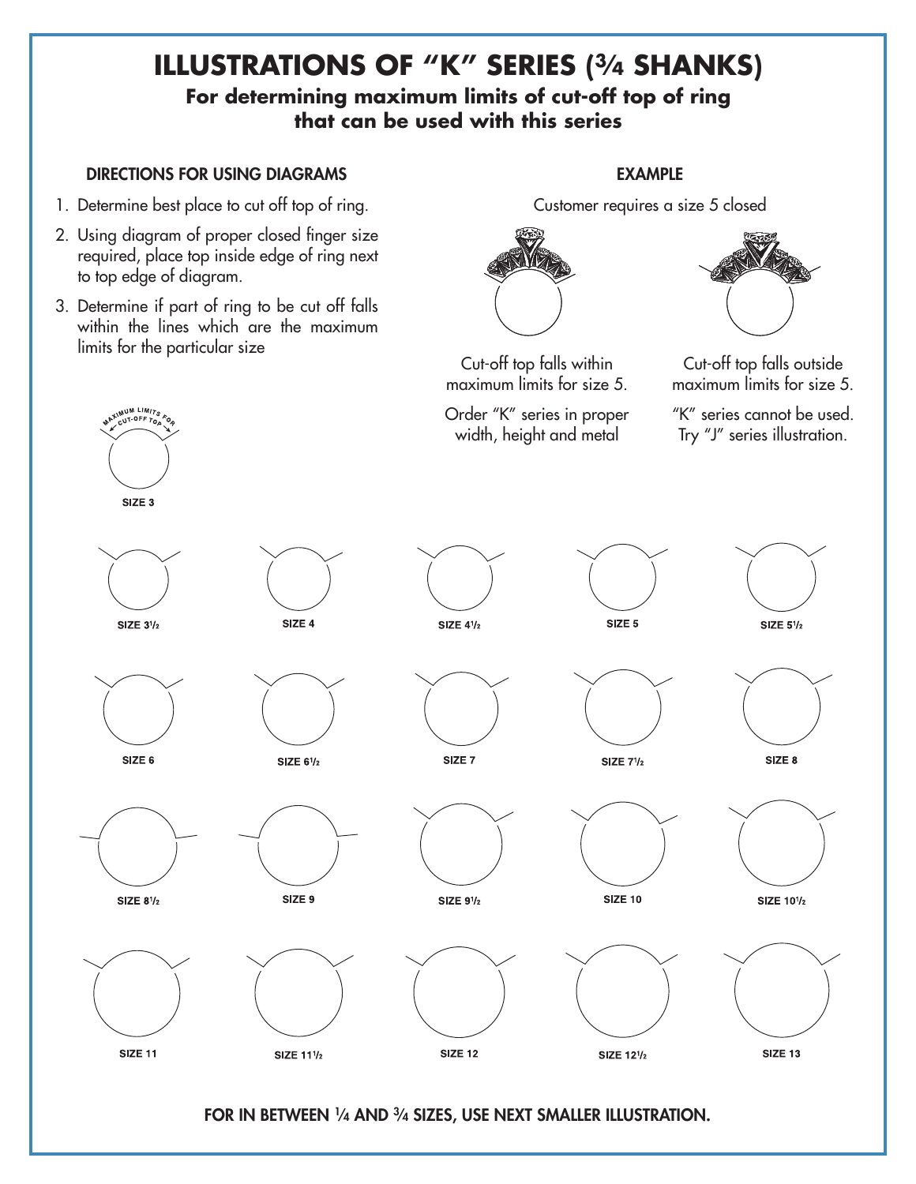# ILLUSTRATIONS OF "K" SERIES (¾ SHANKS)

**For determining maximum limits of cut-off top of ring that can be used with this series**

### DIRECTIONS FOR USING DIAGRAMS

1. Determine best place to cut off top of ring.
2. Using diagram of proper closed finger size required, place top inside edge of ring next to top edge of diagram.
3. Determine if part of ring to be cut off falls within the lines which are the maximum limits for the particular size

### EXAMPLE

Customer requires a size 5 closed

Cut-off top falls within maximum limits for size 5.

Order "K" series in proper width, height and metal

Cut-off top falls outside maximum limits for size 5.

"K" series cannot be used. Try "J" series illustration.

MAXIMUM LIMITS FOR CUT-OFF TOP

SIZE 3

SIZE 3½ | SIZE 4 | SIZE 4½ | SIZE 5 | SIZE 5½

SIZE 6 | SIZE 6½ | SIZE 7 | SIZE 7½ | SIZE 8

SIZE 8½ | SIZE 9 | SIZE 9½ | SIZE 10 | SIZE 10½

SIZE 11 | SIZE 11½ | SIZE 12 | SIZE 12½ | SIZE 13

**FOR IN BETWEEN ¼ AND ¾ SIZES, USE NEXT SMALLER ILLUSTRATION.**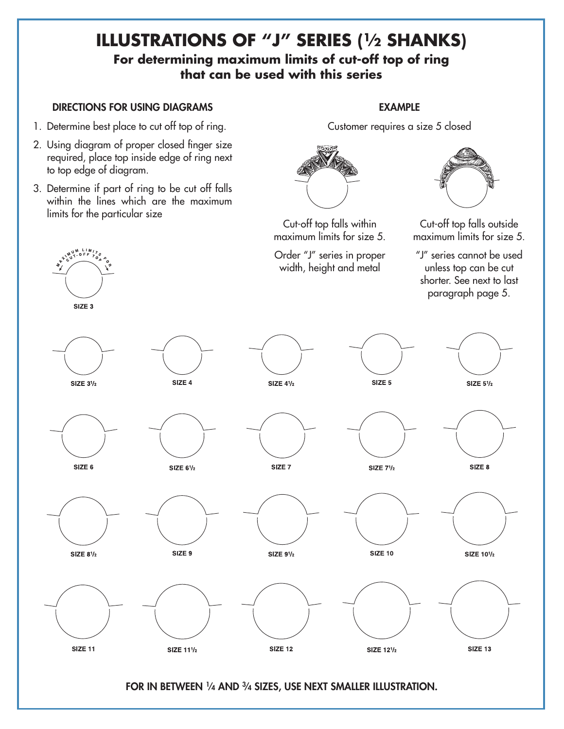# ILLUSTRATIONS OF "J" SERIES (½ SHANKS)

**For determining maximum limits of cut-off top of ring that can be used with this series**

## DIRECTIONS FOR USING DIAGRAMS

1. Determine best place to cut off top of ring.
2. Using diagram of proper closed finger size required, place top inside edge of ring next to top edge of diagram.
3. Determine if part of ring to be cut off falls within the lines which are the maximum limits for the particular size

## EXAMPLE

Customer requires a size 5 closed

Cut-off top falls within maximum limits for size 5.

Order "J" series in proper width, height and metal

Cut-off top falls outside maximum limits for size 5.

"J" series cannot be used unless top can be cut shorter. See next to last paragraph page 5.

MAXIMUM LIMITS CUT-OFF TOP FOR

SIZE 3

SIZE 3½ SIZE 4 SIZE 4½ SIZE 5 SIZE 5½

SIZE 6 SIZE 6½ SIZE 7 SIZE 7½ SIZE 8

SIZE 8½ SIZE 9 SIZE 9½ SIZE 10 SIZE 10½

SIZE 11 SIZE 11½ SIZE 12 SIZE 12½ SIZE 13

**FOR IN BETWEEN ¼ AND ¾ SIZES, USE NEXT SMALLER ILLUSTRATION.**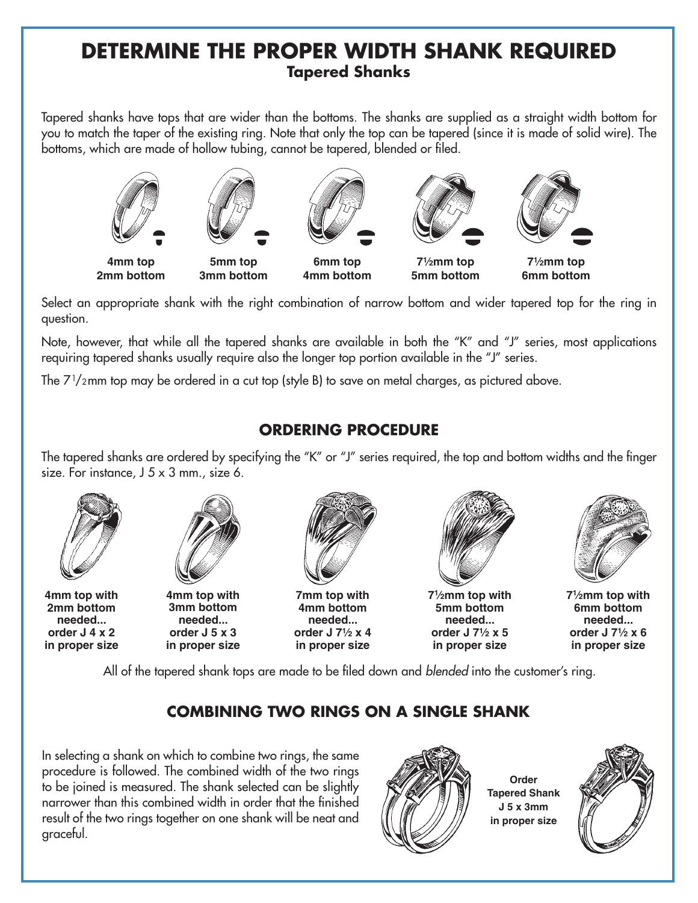# DETERMINE THE PROPER WIDTH SHANK REQUIRED

## Tapered Shanks

Tapered shanks have tops that are wider than the bottoms. The shanks are supplied as a straight width bottom for you to match the taper of the existing ring. Note that only the top can be tapered (since it is made of solid wire). The bottoms, which are made of hollow tubing, cannot be tapered, blended or filed.

**4mm top**
**2mm bottom**

**5mm top**
**3mm bottom**

**6mm top**
**4mm bottom**

**7½mm top**
**5mm bottom**

**7½mm top**
**6mm bottom**

Select an appropriate shank with the right combination of narrow bottom and wider tapered top for the ring in question.

Note, however, that while all the tapered shanks are available in both the "K" and "J" series, most applications requiring tapered shanks usually require also the longer top portion available in the "J" series.

The 7½mm top may be ordered in a cut top (style B) to save on metal charges, as pictured above.

## ORDERING PROCEDURE

The tapered shanks are ordered by specifying the "K" or "J" series required, the top and bottom widths and the finger size. For instance, J 5 x 3 mm., size 6.

**4mm top with 2mm bottom needed... order J 4 x 2 in proper size**

**4mm top with 3mm bottom needed... order J 5 x 3 in proper size**

**7mm top with 4mm bottom needed... order J 7½ x 4 in proper size**

**7½mm top with 5mm bottom needed... order J 7½ x 5 in proper size**

**7½mm top with 6mm bottom needed... order J 7½ x 6 in proper size**

All of the tapered shank tops are made to be filed down and *blended* into the customer's ring.

## COMBINING TWO RINGS ON A SINGLE SHANK

In selecting a shank on which to combine two rings, the same procedure is followed. The combined width of the two rings to be joined is measured. The shank selected can be slightly narrower than this combined width in order that the finished result of the two rings together on one shank will be neat and graceful.

**Order Tapered Shank J 5 x 3mm in proper size**